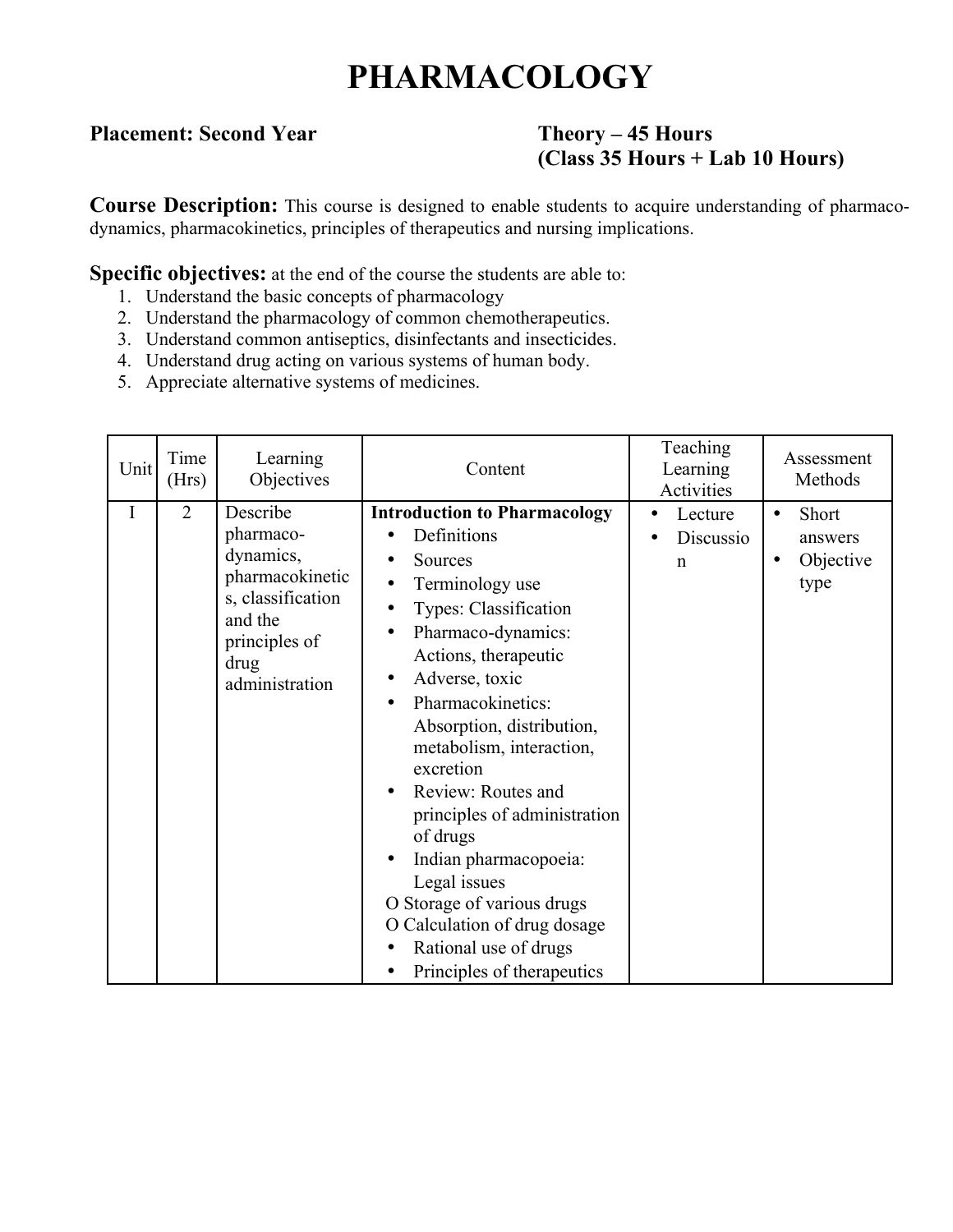# PHARMACOLOGY

**Placement: Second Year** **Theory – 45 Hours (Class 35 Hours + Lab 10 Hours)**

**Course Description:** This course is designed to enable students to acquire understanding of pharmaco-dynamics, pharmacokinetics, principles of therapeutics and nursing implications.

**Specific objectives:** at the end of the course the students are able to:

1. Understand the basic concepts of pharmacology
2. Understand the pharmacology of common chemotherapeutics.
3. Understand common antiseptics, disinfectants and insecticides.
4. Understand drug acting on various systems of human body.
5. Appreciate alternative systems of medicines.

| Unit | Time (Hrs) | Learning Objectives | Content | Teaching Learning Activities | Assessment Methods |
|---|---|---|---|---|---|
| I | 2 | Describe pharmaco-dynamics, pharmacokinetics, classification and the principles of drug administration | **Introduction to Pharmacology**<br>• Definitions<br>• Sources<br>• Terminology use<br>• Types: Classification<br>• Pharmaco-dynamics: Actions, therapeutic<br>• Adverse, toxic<br>• Pharmacokinetics: Absorption, distribution, metabolism, interaction, excretion<br>• Review: Routes and principles of administration of drugs<br>• Indian pharmacopoeia: Legal issues<br>O Storage of various drugs<br>O Calculation of drug dosage<br>• Rational use of drugs<br>• Principles of therapeutics | • Lecture<br>• Discussion | • Short answers<br>• Objective type |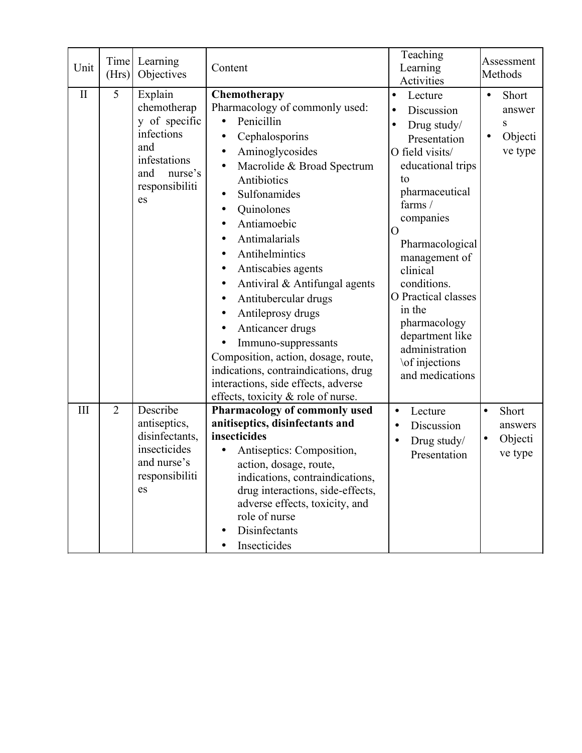| Unit | Time (Hrs) | Learning Objectives | Content | Teaching Learning Activities | Assessment Methods |
|---|---|---|---|---|---|
| II | 5 | Explain chemotherapy of specific infections and infestations and nurse's responsibilities | **Chemotherapy**<br>Pharmacology of commonly used:<br>• Penicillin<br>• Cephalosporins<br>• Aminoglycosides<br>• Macrolide & Broad Spectrum Antibiotics<br>• Sulfonamides<br>• Quinolones<br>• Antiamoebic<br>• Antimalarials<br>• Antihelmintics<br>• Antiscabies agents<br>• Antiviral & Antifungal agents<br>• Antitubercular drugs<br>• Antileprosy drugs<br>• Anticancer drugs<br>• Immuno-suppressants<br>Composition, action, dosage, route, indications, contraindications, drug interactions, side effects, adverse effects, toxicity & role of nurse. | • Lecture<br>• Discussion<br>• Drug study/ Presentation<br>O field visits/ educational trips to pharmaceutical farms / companies<br>O Pharmacological management of clinical conditions.<br>O Practical classes in the pharmacology department like administration \of injections and medications | • Short answers<br>• Objective type |
| III | 2 | Describe antiseptics, disinfectants, insecticides and nurse's responsibilities | **Pharmacology of commonly used anitiseptics, disinfectants and insecticides**<br>• Antiseptics: Composition, action, dosage, route, indications, contraindications, drug interactions, side-effects, adverse effects, toxicity, and role of nurse<br>• Disinfectants<br>• Insecticides | • Lecture<br>• Discussion<br>• Drug study/ Presentation | • Short answers<br>• Objective type |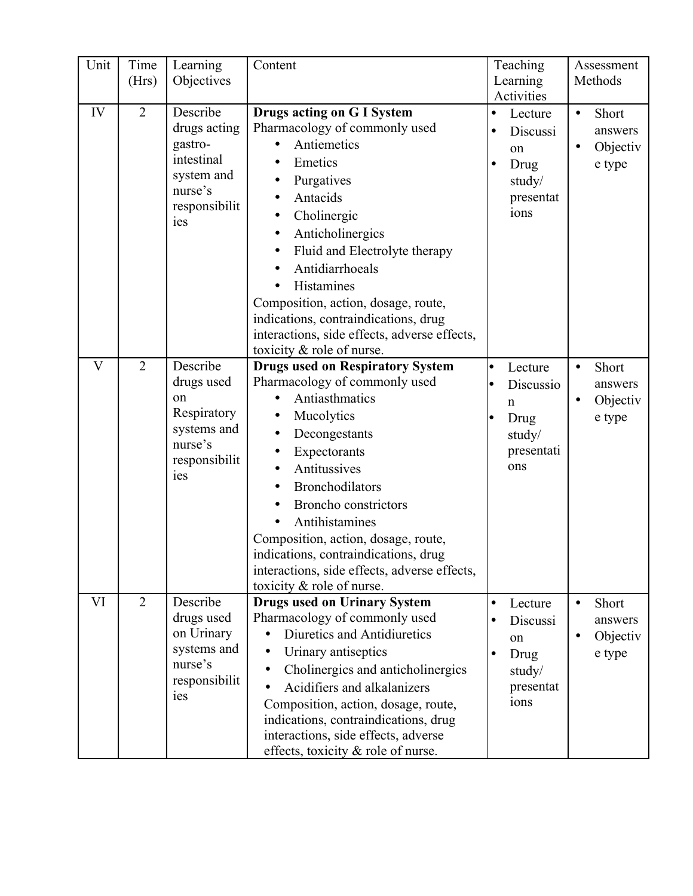| Unit | Time (Hrs) | Learning Objectives | Content | Teaching Learning Activities | Assessment Methods |
|---|---|---|---|---|---|
| IV | 2 | Describe drugs acting gastro-intestinal system and nurse's responsibilities | **Drugs acting on G I System**<br>Pharmacology of commonly used<br>• Antiemetics<br>• Emetics<br>• Purgatives<br>• Antacids<br>• Cholinergic<br>• Anticholinergics<br>• Fluid and Electrolyte therapy<br>• Antidiarrhoeals<br>• Histamines<br>Composition, action, dosage, route, indications, contraindications, drug interactions, side effects, adverse effects, toxicity & role of nurse. | • Lecture<br>• Discussion<br>• Drug study/ presentations | • Short answers<br>• Objective type |
| V | 2 | Describe drugs used on Respiratory systems and nurse's responsibilities | **Drugs used on Respiratory System**<br>Pharmacology of commonly used<br>• Antiasthmatics<br>• Mucolytics<br>• Decongestants<br>• Expectorants<br>• Antitussives<br>• Bronchodilators<br>• Broncho constrictors<br>• Antihistamines<br>Composition, action, dosage, route, indications, contraindications, drug interactions, side effects, adverse effects, toxicity & role of nurse. | • Lecture<br>• Discussion<br>• Drug study/ presentations | • Short answers<br>• Objective type |
| VI | 2 | Describe drugs used on Urinary systems and nurse's responsibilities | **Drugs used on Urinary System**<br>Pharmacology of commonly used<br>• Diuretics and Antidiuretics<br>• Urinary antiseptics<br>• Cholinergics and anticholinergics<br>• Acidifiers and alkalanizers<br>Composition, action, dosage, route, indications, contraindications, drug interactions, side effects, adverse effects, toxicity & role of nurse. | • Lecture<br>• Discussion<br>• Drug study/ presentations | • Short answers<br>• Objective type |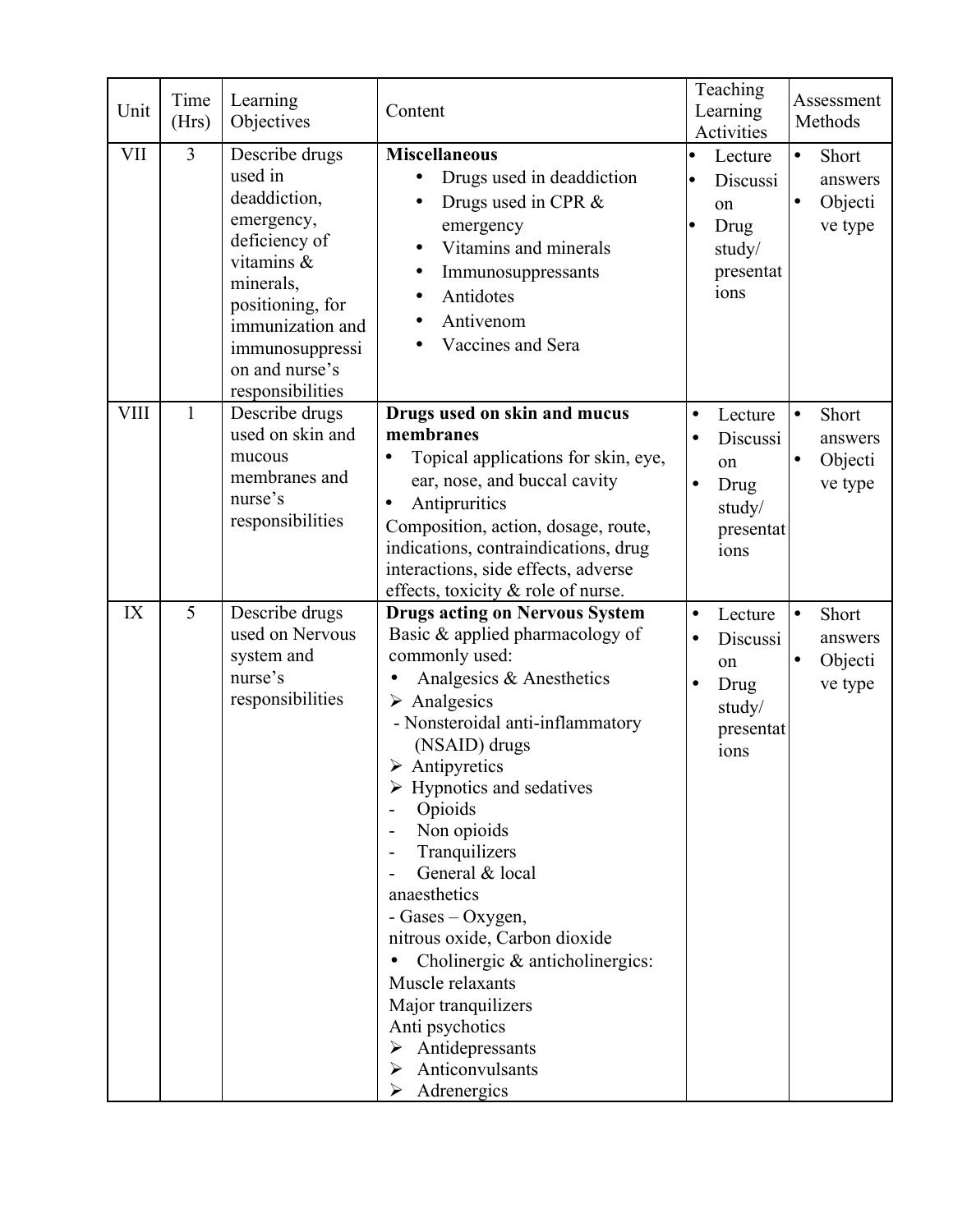| Unit | Time (Hrs) | Learning Objectives | Content | Teaching Learning Activities | Assessment Methods |
|---|---|---|---|---|---|
| VII | 3 | Describe drugs used in deaddiction, emergency, deficiency of vitamins & minerals, positioning, for immunization and immunosuppression and nurse's responsibilities | **Miscellaneous**<br>• Drugs used in deaddiction<br>• Drugs used in CPR & emergency<br>• Vitamins and minerals<br>• Immunosuppressants<br>• Antidotes<br>• Antivenom<br>• Vaccines and Sera | • Lecture<br>• Discussion<br>• Drug study/ presentations | • Short answers<br>• Objective type |
| VIII | 1 | Describe drugs used on skin and mucous membranes and nurse's responsibilities | **Drugs used on skin and mucus membranes**<br>• Topical applications for skin, eye, ear, nose, and buccal cavity<br>• Antipruritics<br>Composition, action, dosage, route, indications, contraindications, drug interactions, side effects, adverse effects, toxicity & role of nurse. | • Lecture<br>• Discussion<br>• Drug study/ presentations | • Short answers<br>• Objective type |
| IX | 5 | Describe drugs used on Nervous system and nurse's responsibilities | **Drugs acting on Nervous System**<br>Basic & applied pharmacology of commonly used:<br>• Analgesics & Anesthetics<br>➢ Analgesics<br>- Nonsteroidal anti-inflammatory (NSAID) drugs<br>➢ Antipyretics<br>➢ Hypnotics and sedatives<br>- Opioids<br>- Non opioids<br>- Tranquilizers<br>- General & local anaesthetics<br>- Gases – Oxygen, nitrous oxide, Carbon dioxide<br>• Cholinergic & anticholinergics:<br>Muscle relaxants<br>Major tranquilizers<br>Anti psychotics<br>➢ Antidepressants<br>➢ Anticonvulsants<br>➢ Adrenergics | • Lecture<br>• Discussion<br>• Drug study/ presentations | • Short answers<br>• Objective type |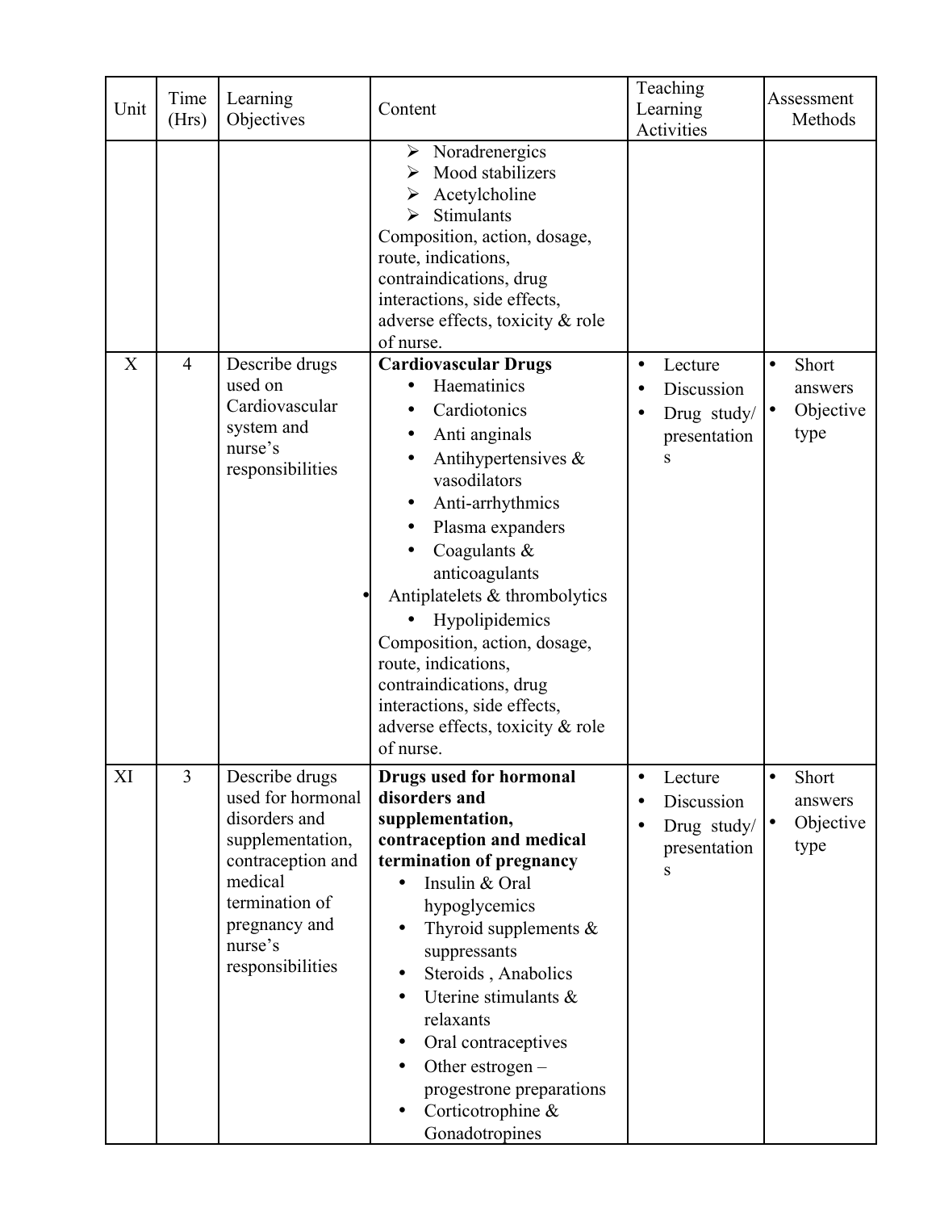| Unit | Time (Hrs) | Learning Objectives | Content | Teaching Learning Activities | Assessment Methods |
|---|---|---|---|---|---|
| | | | ➢ Noradrenergics<br>➢ Mood stabilizers<br>➢ Acetylcholine<br>➢ Stimulants<br>Composition, action, dosage, route, indications, contraindications, drug interactions, side effects, adverse effects, toxicity & role of nurse. | | |
| X | 4 | Describe drugs used on Cardiovascular system and nurse's responsibilities | **Cardiovascular Drugs**<br>• Haematinics<br>• Cardiotonics<br>• Anti anginals<br>• Antihypertensives & vasodilators<br>• Anti-arrhythmics<br>• Plasma expanders<br>• Coagulants & anticoagulants<br>• Antiplatelets & thrombolytics<br>• Hypolipidemics<br>Composition, action, dosage, route, indications, contraindications, drug interactions, side effects, adverse effects, toxicity & role of nurse. | • Lecture<br>• Discussion<br>• Drug study/ presentations | • Short answers<br>• Objective type |
| XI | 3 | Describe drugs used for hormonal disorders and supplementation, contraception and medical termination of pregnancy and nurse's responsibilities | **Drugs used for hormonal disorders and supplementation, contraception and medical termination of pregnancy**<br>• Insulin & Oral hypoglycemics<br>• Thyroid supplements & suppressants<br>• Steroids , Anabolics<br>• Uterine stimulants & relaxants<br>• Oral contraceptives<br>• Other estrogen – progestrone preparations<br>• Corticotrophine & Gonadotropines | • Lecture<br>• Discussion<br>• Drug study/ presentations | • Short answers<br>• Objective type |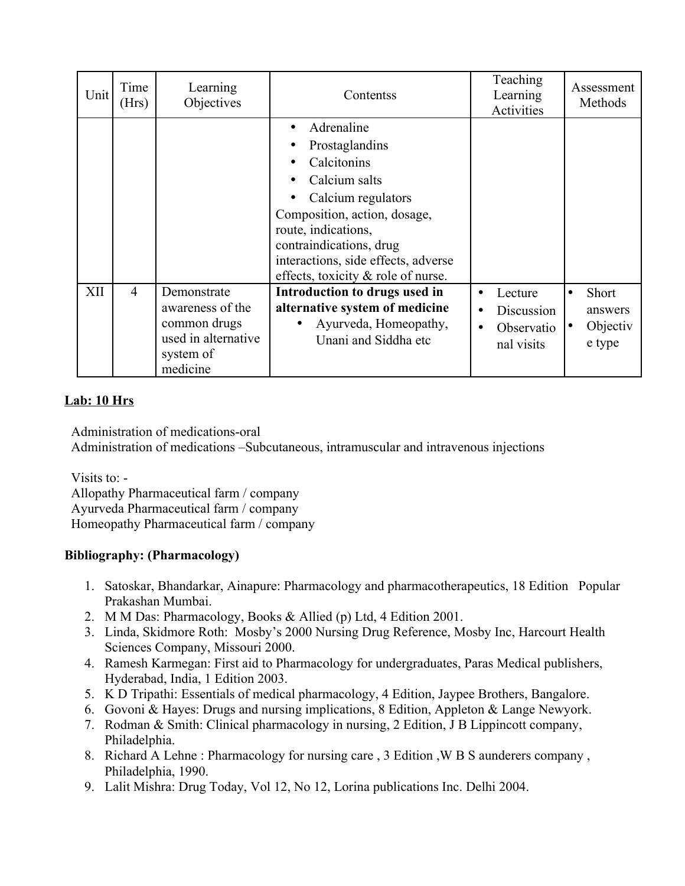| Unit | Time (Hrs) | Learning Objectives | Contentss | Teaching Learning Activities | Assessment Methods |
|---|---|---|---|---|---|
| | | | • Adrenaline<br>• Prostaglandins<br>• Calcitonins<br>• Calcium salts<br>• Calcium regulators<br>Composition, action, dosage, route, indications, contraindications, drug interactions, side effects, adverse effects, toxicity & role of nurse. | | |
| XII | 4 | Demonstrate awareness of the common drugs used in alternative system of medicine | **Introduction to drugs used in alternative system of medicine**<br>• Ayurveda, Homeopathy, Unani and Siddha etc | • Lecture<br>• Discussion<br>• Observational visits | • Short answers<br>• Objective type |

**<u>Lab: 10 Hrs</u>**

Administration of medications-oral
Administration of medications –Subcutaneous, intramuscular and intravenous injections

Visits to: -
Allopathy Pharmaceutical farm / company
Ayurveda Pharmaceutical farm / company
Homeopathy Pharmaceutical farm / company

**Bibliography: (Pharmacology)**

1. Satoskar, Bhandarkar, Ainapure: Pharmacology and pharmacotherapeutics, 18 Edition Popular Prakashan Mumbai.
2. M M Das: Pharmacology, Books & Allied (p) Ltd, 4 Edition 2001.
3. Linda, Skidmore Roth: Mosby's 2000 Nursing Drug Reference, Mosby Inc, Harcourt Health Sciences Company, Missouri 2000.
4. Ramesh Karmegan: First aid to Pharmacology for undergraduates, Paras Medical publishers, Hyderabad, India, 1 Edition 2003.
5. K D Tripathi: Essentials of medical pharmacology, 4 Edition, Jaypee Brothers, Bangalore.
6. Govoni & Hayes: Drugs and nursing implications, 8 Edition, Appleton & Lange Newyork.
7. Rodman & Smith: Clinical pharmacology in nursing, 2 Edition, J B Lippincott company, Philadelphia.
8. Richard A Lehne : Pharmacology for nursing care , 3 Edition ,W B S aunderers company , Philadelphia, 1990.
9. Lalit Mishra: Drug Today, Vol 12, No 12, Lorina publications Inc. Delhi 2004.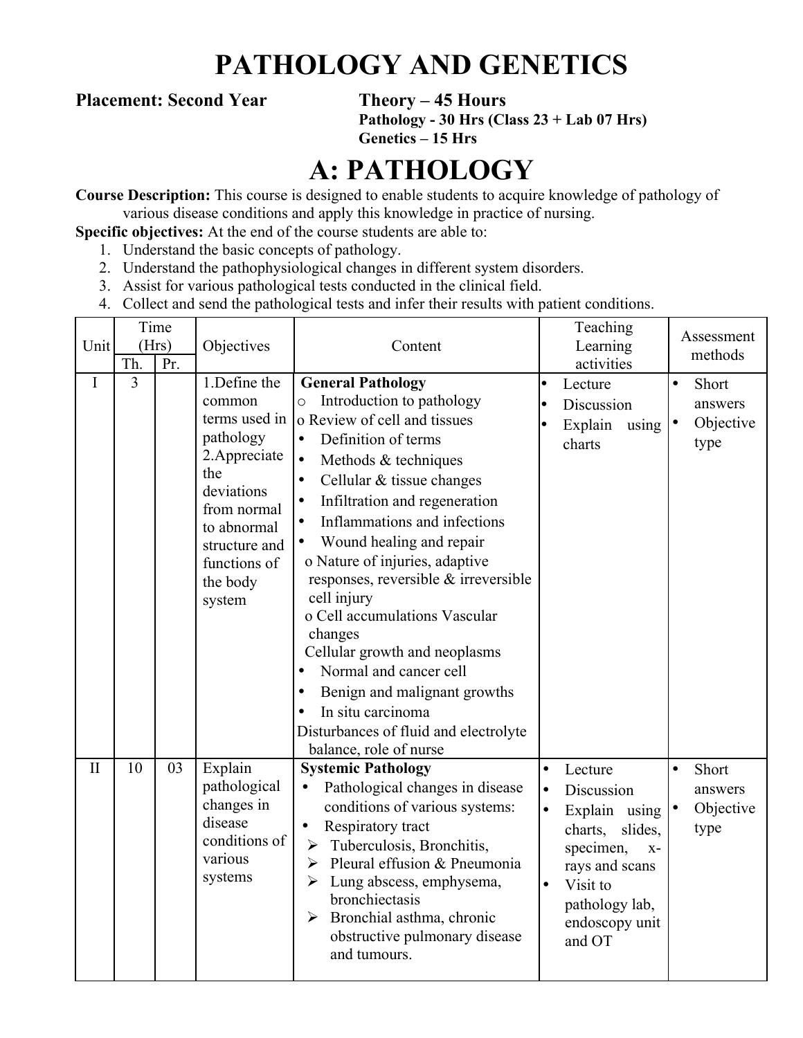# PATHOLOGY AND GENETICS

**Placement: Second Year**

**Theory – 45 Hours**
**Pathology - 30 Hrs (Class 23 + Lab 07 Hrs)**
**Genetics – 15 Hrs**

# A: PATHOLOGY

**Course Description:** This course is designed to enable students to acquire knowledge of pathology of various disease conditions and apply this knowledge in practice of nursing.

**Specific objectives:** At the end of the course students are able to:

1. Understand the basic concepts of pathology.
2. Understand the pathophysiological changes in different system disorders.
3. Assist for various pathological tests conducted in the clinical field.
4. Collect and send the pathological tests and infer their results with patient conditions.

| Unit | Time (Hrs) | | Objectives | Content | Teaching Learning activities | Assessment methods |
|---|---|---|---|---|---|---|
| | Th. | Pr. | | | | |
| I | 3 | | 1.Define the common terms used in pathology<br>2.Appreciate the deviations from normal to abnormal structure and functions of the body system | **General Pathology**<br>o Introduction to pathology<br>o Review of cell and tissues<br>• Definition of terms<br>• Methods & techniques<br>• Cellular & tissue changes<br>• Infiltration and regeneration<br>• Inflammations and infections<br>• Wound healing and repair<br>o Nature of injuries, adaptive responses, reversible & irreversible cell injury<br>o Cell accumulations Vascular changes<br>Cellular growth and neoplasms<br>• Normal and cancer cell<br>• Benign and malignant growths<br>• In situ carcinoma<br>Disturbances of fluid and electrolyte balance, role of nurse | • Lecture<br>• Discussion<br>• Explain using charts | • Short answers<br>• Objective type |
| II | 10 | 03 | Explain pathological changes in disease conditions of various systems | **Systemic Pathology**<br>• Pathological changes in disease conditions of various systems:<br>• Respiratory tract<br>➢ Tuberculosis, Bronchitis,<br>➢ Pleural effusion & Pneumonia<br>➢ Lung abscess, emphysema, bronchiectasis<br>➢ Bronchial asthma, chronic obstructive pulmonary disease and tumours. | • Lecture<br>• Discussion<br>• Explain using charts, slides, specimen, x-rays and scans<br>• Visit to pathology lab, endoscopy unit and OT | • Short answers<br>• Objective type |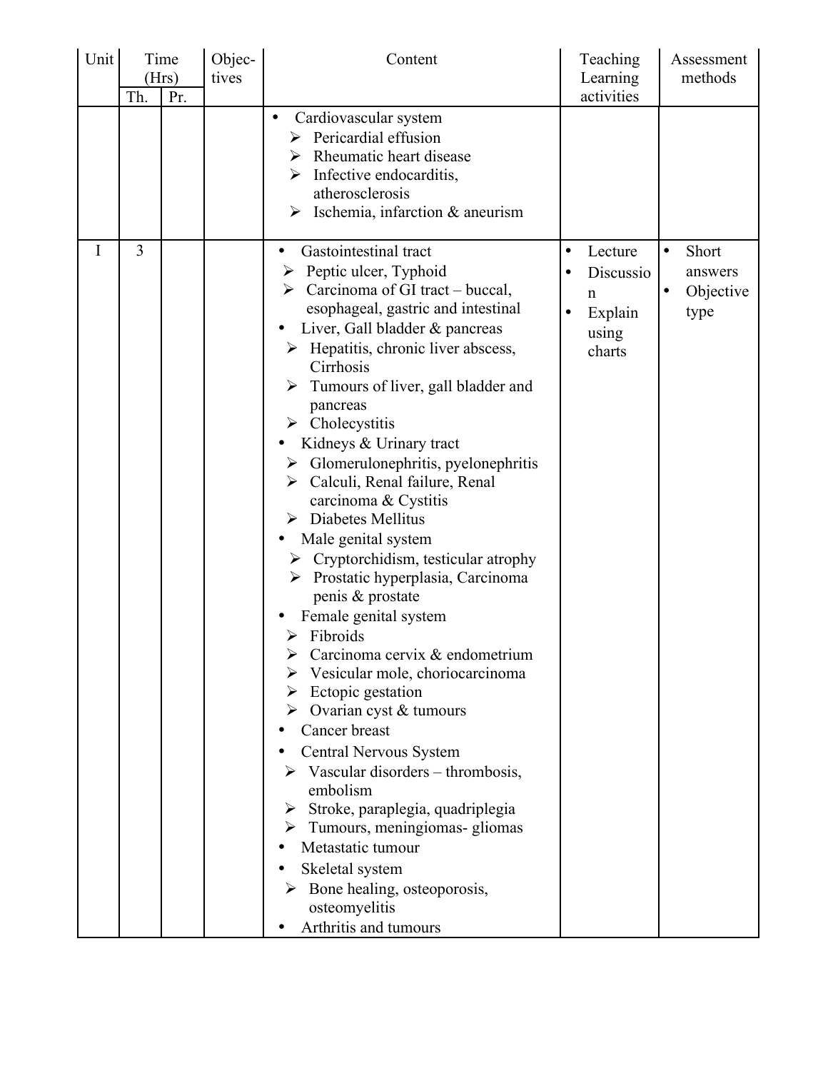| Unit | Time (Hrs) | | Objec-tives | Content | Teaching Learning activities | Assessment methods |
|---|---|---|---|---|---|---|
| | Th. | Pr. | | | | |
| | | | | • Cardiovascular system<br>➢ Pericardial effusion<br>➢ Rheumatic heart disease<br>➢ Infective endocarditis, atherosclerosis<br>➢ Ischemia, infarction & aneurism | | |
| I | 3 | | | • Gastointestinal tract<br>➢ Peptic ulcer, Typhoid<br>➢ Carcinoma of GI tract – buccal, esophageal, gastric and intestinal<br>• Liver, Gall bladder & pancreas<br>➢ Hepatitis, chronic liver abscess, Cirrhosis<br>➢ Tumours of liver, gall bladder and pancreas<br>➢ Cholecystitis<br>• Kidneys & Urinary tract<br>➢ Glomerulonephritis, pyelonephritis<br>➢ Calculi, Renal failure, Renal carcinoma & Cystitis<br>➢ Diabetes Mellitus<br>• Male genital system<br>➢ Cryptorchidism, testicular atrophy<br>➢ Prostatic hyperplasia, Carcinoma penis & prostate<br>• Female genital system<br>➢ Fibroids<br>➢ Carcinoma cervix & endometrium<br>➢ Vesicular mole, choriocarcinoma<br>➢ Ectopic gestation<br>➢ Ovarian cyst & tumours<br>• Cancer breast<br>• Central Nervous System<br>➢ Vascular disorders – thrombosis, embolism<br>➢ Stroke, paraplegia, quadriplegia<br>➢ Tumours, meningiomas- gliomas<br>• Metastatic tumour<br>• Skeletal system<br>➢ Bone healing, osteoporosis, osteomyelitis<br>• Arthritis and tumours | • Lecture<br>• Discussion<br>• Explain using charts | • Short answers<br>• Objective type |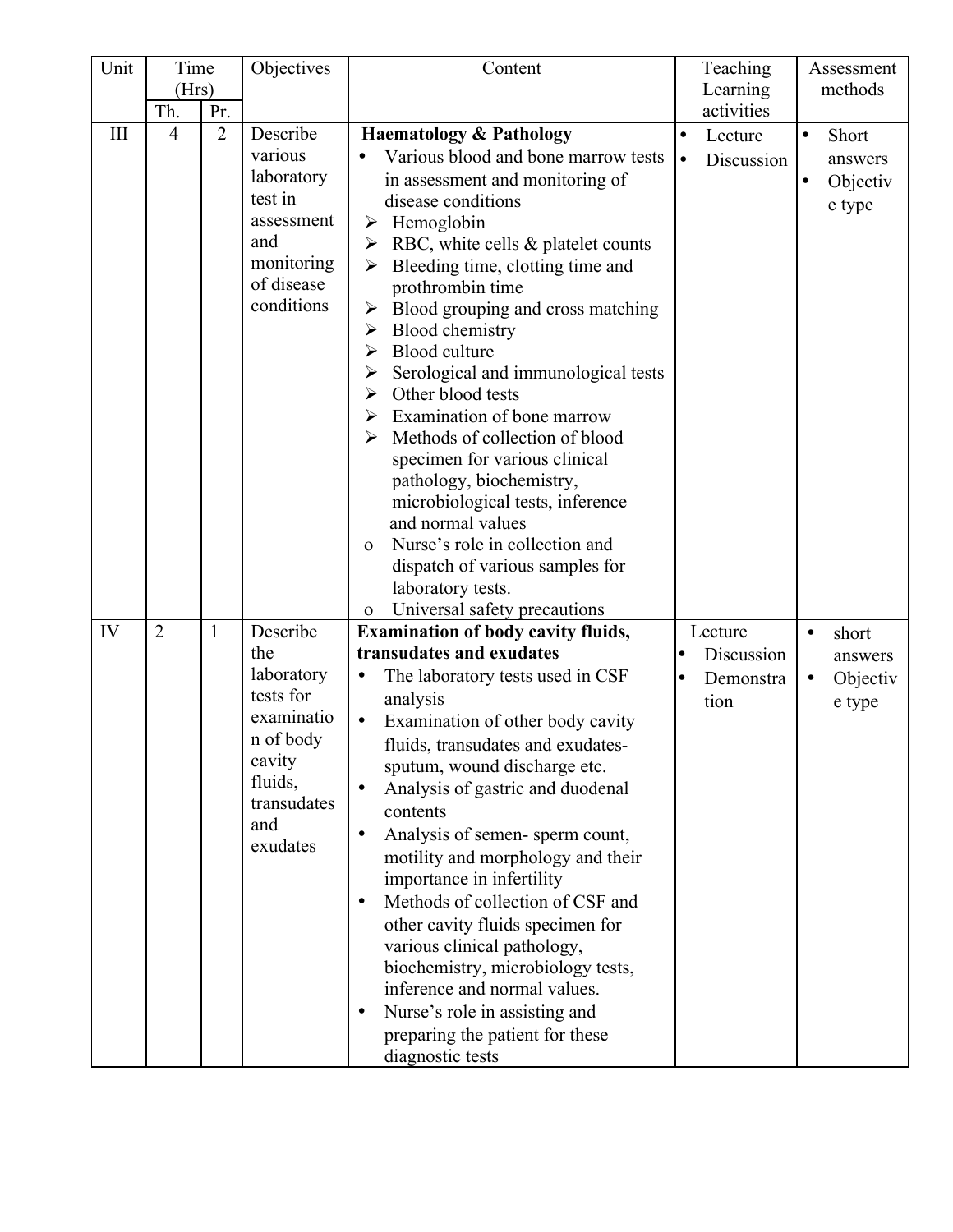| Unit | Time (Hrs) | | Objectives | Content | Teaching Learning activities | Assessment methods |
|---|---|---|---|---|---|---|
| | Th. | Pr. | | | | |
| III | 4 | 2 | Describe various laboratory test in assessment and monitoring of disease conditions | **Haematology & Pathology**<br>• Various blood and bone marrow tests in assessment and monitoring of disease conditions<br>➢ Hemoglobin<br>➢ RBC, white cells & platelet counts<br>➢ Bleeding time, clotting time and prothrombin time<br>➢ Blood grouping and cross matching<br>➢ Blood chemistry<br>➢ Blood culture<br>➢ Serological and immunological tests<br>➢ Other blood tests<br>➢ Examination of bone marrow<br>➢ Methods of collection of blood specimen for various clinical pathology, biochemistry, microbiological tests, inference and normal values<br>o Nurse's role in collection and dispatch of various samples for laboratory tests.<br>o Universal safety precautions | • Lecture<br>• Discussion | • Short answers<br>• Objective type |
| IV | 2 | 1 | Describe the laboratory tests for examination of body cavity fluids, transudates and exudates | **Examination of body cavity fluids, transudates and exudates**<br>• The laboratory tests used in CSF analysis<br>• Examination of other body cavity fluids, transudates and exudates- sputum, wound discharge etc.<br>• Analysis of gastric and duodenal contents<br>• Analysis of semen- sperm count, motility and morphology and their importance in infertility<br>• Methods of collection of CSF and other cavity fluids specimen for various clinical pathology, biochemistry, microbiology tests, inference and normal values.<br>• Nurse's role in assisting and preparing the patient for these diagnostic tests | Lecture<br>• Discussion<br>• Demonstration | • short answers<br>• Objective type |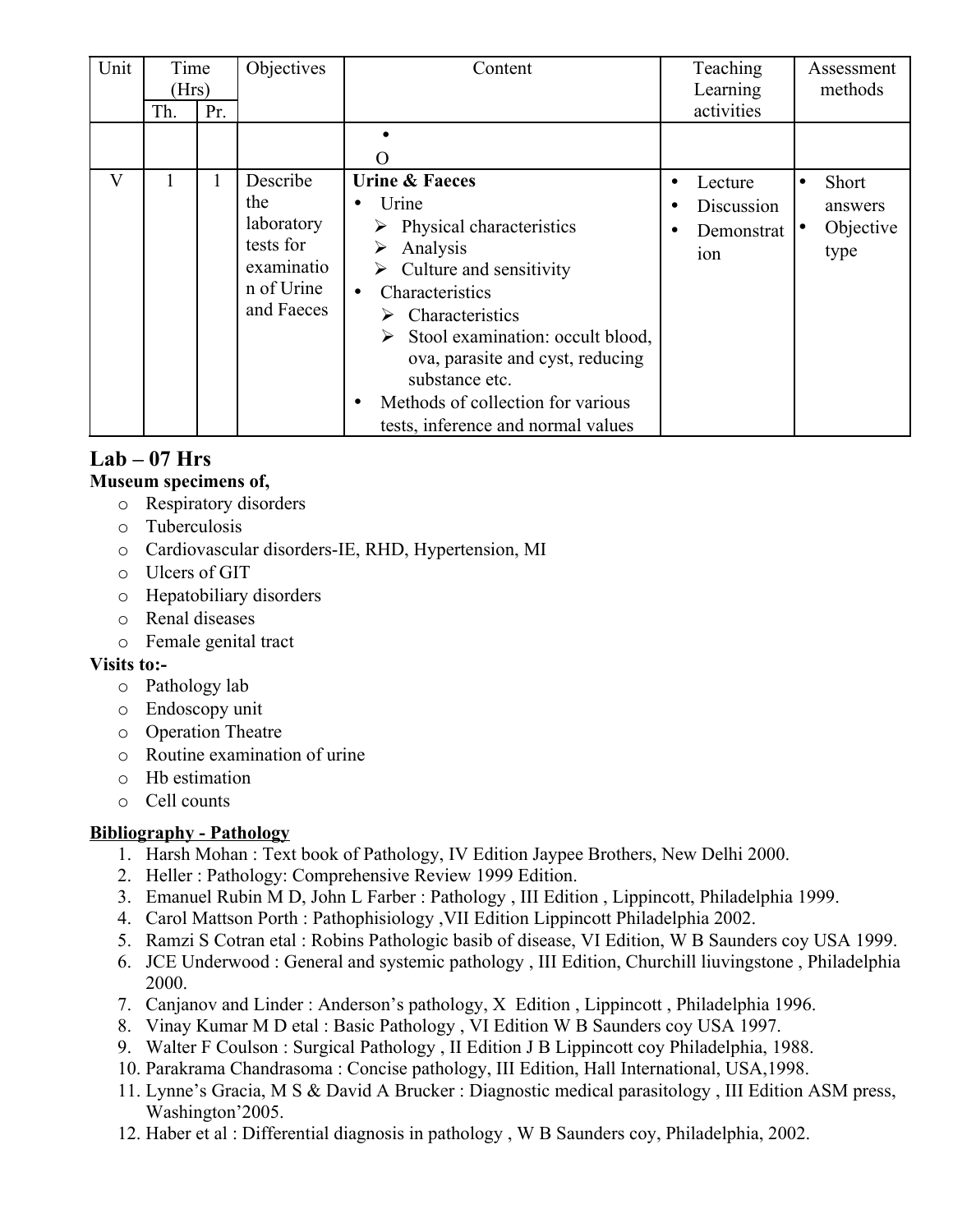| Unit | Time (Hrs) | | Objectives | Content | Teaching Learning activities | Assessment methods |
|---|---|---|---|---|---|---|
| | Th. | Pr. | | | | |
| | | | | • <br> O | | |
| V | 1 | 1 | Describe the laboratory tests for examination of Urine and Faeces | **Urine & Faeces**<br>• Urine<br>➢ Physical characteristics<br>➢ Analysis<br>➢ Culture and sensitivity<br>• Characteristics<br>➢ Characteristics<br>➢ Stool examination: occult blood, ova, parasite and cyst, reducing substance etc.<br>• Methods of collection for various tests, inference and normal values | • Lecture<br>• Discussion<br>• Demonstration | • Short answers<br>• Objective type |

## Lab – 07 Hrs

**Museum specimens of,**

- Respiratory disorders
- Tuberculosis
- Cardiovascular disorders-IE, RHD, Hypertension, MI
- Ulcers of GIT
- Hepatobiliary disorders
- Renal diseases
- Female genital tract

**Visits to:-**

- Pathology lab
- Endoscopy unit
- Operation Theatre
- Routine examination of urine
- Hb estimation
- Cell counts

**Bibliography - Pathology**

1. Harsh Mohan : Text book of Pathology, IV Edition Jaypee Brothers, New Delhi 2000.
2. Heller : Pathology: Comprehensive Review 1999 Edition.
3. Emanuel Rubin M D, John L Farber : Pathology , III Edition , Lippincott, Philadelphia 1999.
4. Carol Mattson Porth : Pathophisiology ,VII Edition Lippincott Philadelphia 2002.
5. Ramzi S Cotran etal : Robins Pathologic basib of disease, VI Edition, W B Saunders coy USA 1999.
6. JCE Underwood : General and systemic pathology , III Edition, Churchill liuvingstone , Philadelphia 2000.
7. Canjanov and Linder : Anderson's pathology, X Edition , Lippincott , Philadelphia 1996.
8. Vinay Kumar M D etal : Basic Pathology , VI Edition W B Saunders coy USA 1997.
9. Walter F Coulson : Surgical Pathology , II Edition J B Lippincott coy Philadelphia, 1988.
10. Parakrama Chandrasoma : Concise pathology, III Edition, Hall International, USA,1998.
11. Lynne's Gracia, M S & David A Brucker : Diagnostic medical parasitology , III Edition ASM press, Washington'2005.
12. Haber et al : Differential diagnosis in pathology , W B Saunders coy, Philadelphia, 2002.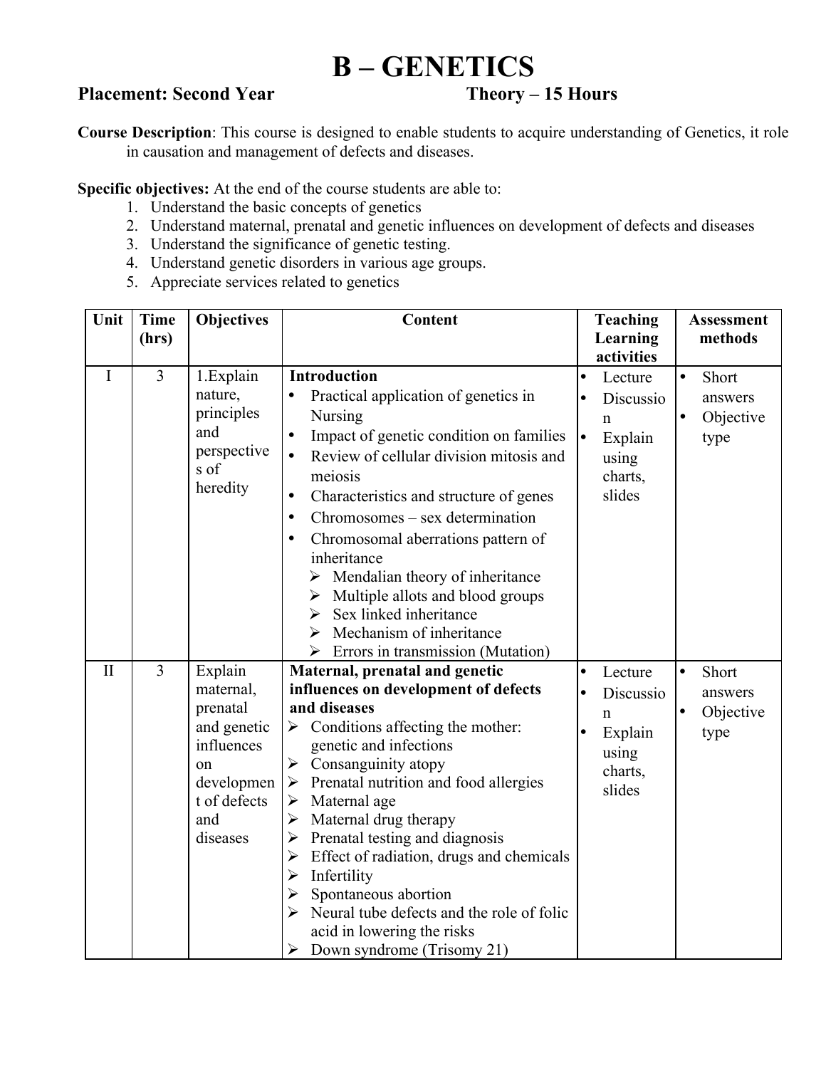# B – GENETICS

**Placement: Second Year** **Theory – 15 Hours**

**Course Description**: This course is designed to enable students to acquire understanding of Genetics, it role in causation and management of defects and diseases.

**Specific objectives:** At the end of the course students are able to:

1. Understand the basic concepts of genetics
2. Understand maternal, prenatal and genetic influences on development of defects and diseases
3. Understand the significance of genetic testing.
4. Understand genetic disorders in various age groups.
5. Appreciate services related to genetics

| Unit | Time (hrs) | Objectives | Content | Teaching Learning activities | Assessment methods |
|---|---|---|---|---|---|
| I | 3 | 1.Explain nature, principles and perspectives of heredity | **Introduction**<br>• Practical application of genetics in Nursing<br>• Impact of genetic condition on families<br>• Review of cellular division mitosis and meiosis<br>• Characteristics and structure of genes<br>• Chromosomes – sex determination<br>• Chromosomal aberrations pattern of inheritance<br>➢ Mendalian theory of inheritance<br>➢ Multiple allots and blood groups<br>➢ Sex linked inheritance<br>➢ Mechanism of inheritance<br>➢ Errors in transmission (Mutation) | • Lecture<br>• Discussion<br>• Explain using charts, slides | • Short answers<br>• Objective type |
| II | 3 | Explain maternal, prenatal and genetic influences on development of defects and diseases | **Maternal, prenatal and genetic influences on development of defects and diseases**<br>➢ Conditions affecting the mother: genetic and infections<br>➢ Consanguinity atopy<br>➢ Prenatal nutrition and food allergies<br>➢ Maternal age<br>➢ Maternal drug therapy<br>➢ Prenatal testing and diagnosis<br>➢ Effect of radiation, drugs and chemicals<br>➢ Infertility<br>➢ Spontaneous abortion<br>➢ Neural tube defects and the role of folic acid in lowering the risks<br>➢ Down syndrome (Trisomy 21) | • Lecture<br>• Discussion<br>• Explain using charts, slides | • Short answers<br>• Objective type |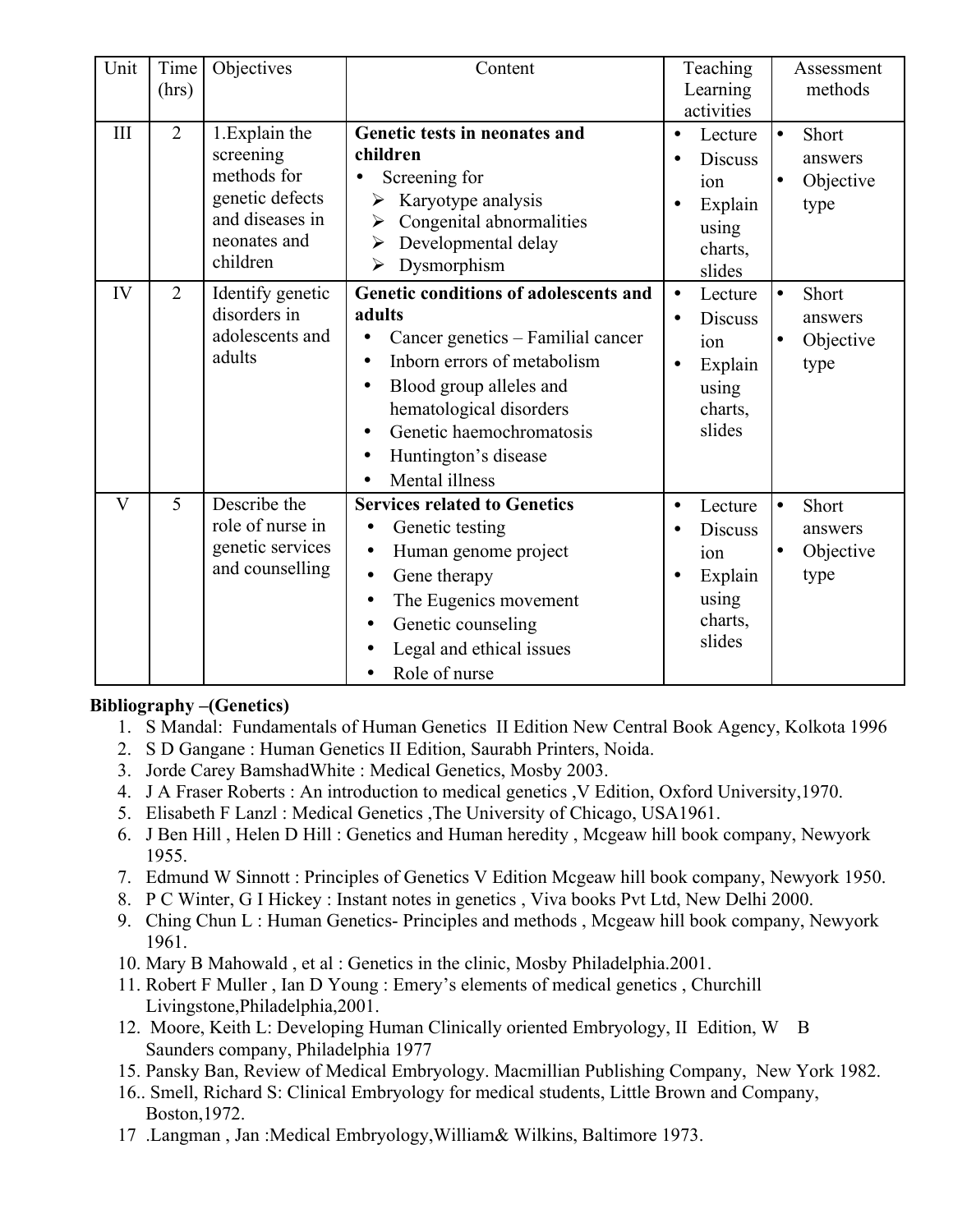| Unit | Time (hrs) | Objectives | Content | Teaching Learning activities | Assessment methods |
|---|---|---|---|---|---|
| III | 2 | 1.Explain the screening methods for genetic defects and diseases in neonates and children | **Genetic tests in neonates and children**<br>• Screening for<br>➢ Karyotype analysis<br>➢ Congenital abnormalities<br>➢ Developmental delay<br>➢ Dysmorphism | • Lecture<br>• Discussion<br>• Explain using charts, slides | • Short answers<br>• Objective type |
| IV | 2 | Identify genetic disorders in adolescents and adults | **Genetic conditions of adolescents and adults**<br>• Cancer genetics – Familial cancer<br>• Inborn errors of metabolism<br>• Blood group alleles and hematological disorders<br>• Genetic haemochromatosis<br>• Huntington's disease<br>• Mental illness | • Lecture<br>• Discussion<br>• Explain using charts, slides | • Short answers<br>• Objective type |
| V | 5 | Describe the role of nurse in genetic services and counselling | **Services related to Genetics**<br>• Genetic testing<br>• Human genome project<br>• Gene therapy<br>• The Eugenics movement<br>• Genetic counseling<br>• Legal and ethical issues<br>• Role of nurse | • Lecture<br>• Discussion<br>• Explain using charts, slides | • Short answers<br>• Objective type |

**Bibliography –(Genetics)**

1. S Mandal: Fundamentals of Human Genetics II Edition New Central Book Agency, Kolkota 1996
2. S D Gangane : Human Genetics II Edition, Saurabh Printers, Noida.
3. Jorde Carey BamshadWhite : Medical Genetics, Mosby 2003.
4. J A Fraser Roberts : An introduction to medical genetics ,V Edition, Oxford University,1970.
5. Elisabeth F Lanzl : Medical Genetics ,The University of Chicago, USA1961.
6. J Ben Hill , Helen D Hill : Genetics and Human heredity , Mcgeaw hill book company, Newyork 1955.
7. Edmund W Sinnott : Principles of Genetics V Edition Mcgeaw hill book company, Newyork 1950.
8. P C Winter, G I Hickey : Instant notes in genetics , Viva books Pvt Ltd, New Delhi 2000.
9. Ching Chun L : Human Genetics- Principles and methods , Mcgeaw hill book company, Newyork 1961.
10. Mary B Mahowald , et al : Genetics in the clinic, Mosby Philadelphia.2001.
11. Robert F Muller , Ian D Young : Emery's elements of medical genetics , Churchill Livingstone,Philadelphia,2001.
12. Moore, Keith L: Developing Human Clinically oriented Embryology, II Edition, W B Saunders company, Philadelphia 1977

15. Pansky Ban, Review of Medical Embryology. Macmillian Publishing Company, New York 1982.

16.. Smell, Richard S: Clinical Embryology for medical students, Little Brown and Company, Boston,1972.

17 .Langman , Jan :Medical Embryology,William& Wilkins, Baltimore 1973.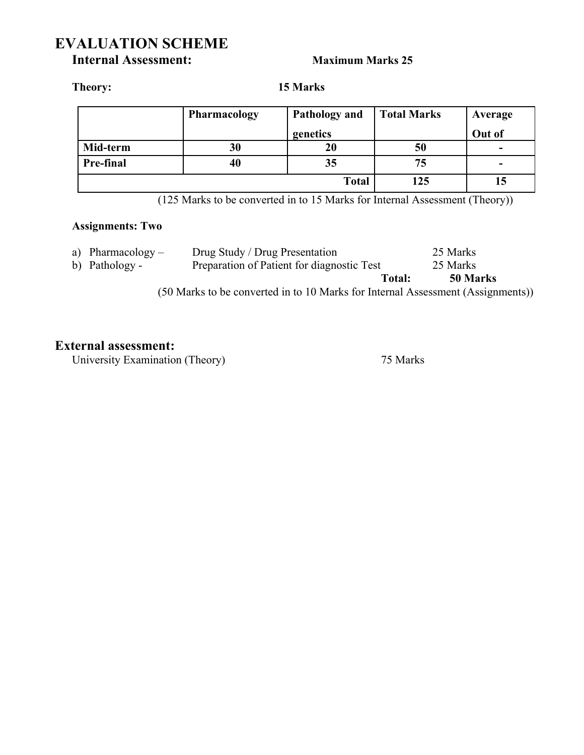# EVALUATION SCHEME

## Internal Assessment: Maximum Marks 25

**Theory:** **15 Marks**

| | Pharmacology | Pathology and genetics | Total Marks | Average Out of |
|---|---|---|---|---|
| **Mid-term** | **30** | **20** | **50** | **-** |
| **Pre-final** | **40** | **35** | **75** | **-** |
| | | **Total** | **125** | **15** |

(125 Marks to be converted in to 15 Marks for Internal Assessment (Theory))

**Assignments: Two**

a) Pharmacology – Drug Study / Drug Presentation 25 Marks
b) Pathology - Preparation of Patient for diagnostic Test 25 Marks

**Total: 50 Marks**

(50 Marks to be converted in to 10 Marks for Internal Assessment (Assignments))

## External assessment:

University Examination (Theory) 75 Marks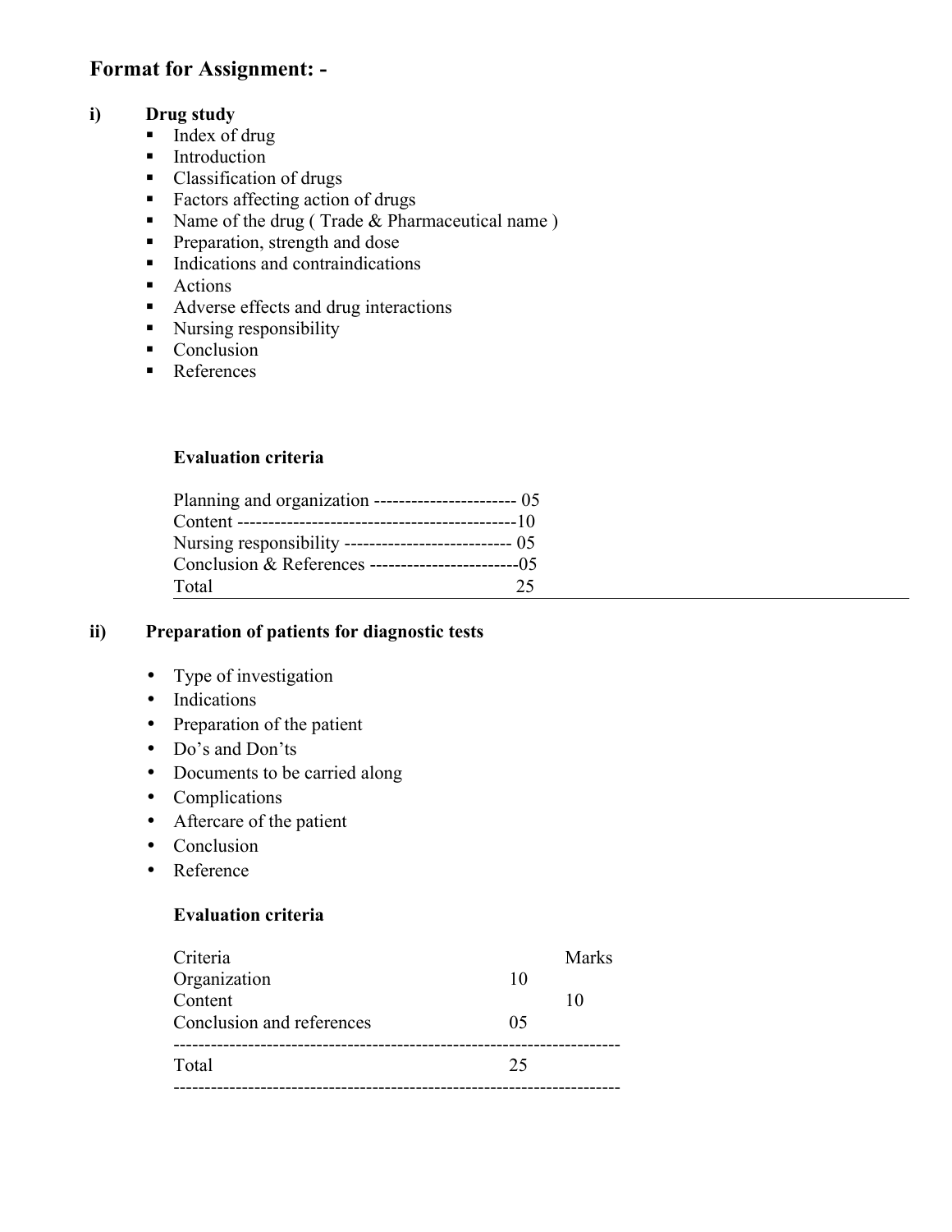## Format for Assignment: -

### i) Drug study

- Index of drug
- Introduction
- Classification of drugs
- Factors affecting action of drugs
- Name of the drug ( Trade & Pharmaceutical name )
- Preparation, strength and dose
- Indications and contraindications
- Actions
- Adverse effects and drug interactions
- Nursing responsibility
- Conclusion
- References

**Evaluation criteria**

Planning and organization ----------------------- 05
Content ---------------------------------------------10
Nursing responsibility --------------------------- 05
Conclusion & References ------------------------05
Total 25

---

### ii) Preparation of patients for diagnostic tests

- Type of investigation
- Indications
- Preparation of the patient
- Do's and Don'ts
- Documents to be carried along
- Complications
- Aftercare of the patient
- Conclusion
- Reference

**Evaluation criteria**

| Criteria | | Marks |
|---|---|---|
| Organization | 10 | |
| Content | | 10 |
| Conclusion and references | 05 | |
| Total | 25 | |